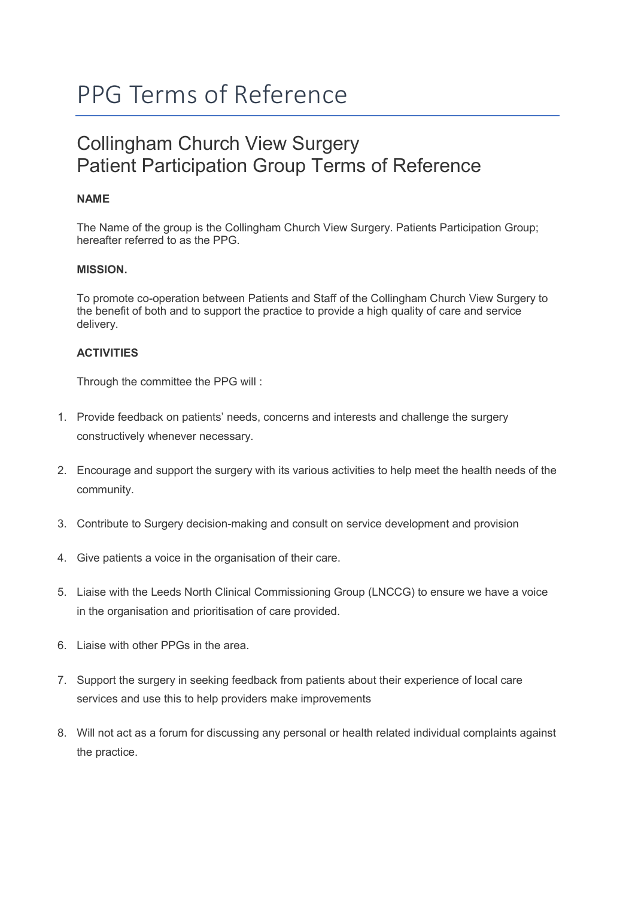# PPG Terms of Reference

## Collingham Church View Surgery
## Patient Participation Group Terms of Reference

**NAME**

The Name of the group is the Collingham Church View Surgery. Patients Participation Group; hereafter referred to as the PPG.

**MISSION.**

To promote co-operation between Patients and Staff of the Collingham Church View Surgery to the benefit of both and to support the practice to provide a high quality of care and service delivery.

**ACTIVITIES**

Through the committee the PPG will :

1. Provide feedback on patients' needs, concerns and interests and challenge the surgery constructively whenever necessary.
2. Encourage and support the surgery with its various activities to help meet the health needs of the community.
3. Contribute to Surgery decision-making and consult on service development and provision
4. Give patients a voice in the organisation of their care.
5. Liaise with the Leeds North Clinical Commissioning Group (LNCCG) to ensure we have a voice in the organisation and prioritisation of care provided.
6. Liaise with other PPGs in the area.
7. Support the surgery in seeking feedback from patients about their experience of local care services and use this to help providers make improvements
8. Will not act as a forum for discussing any personal or health related individual complaints against the practice.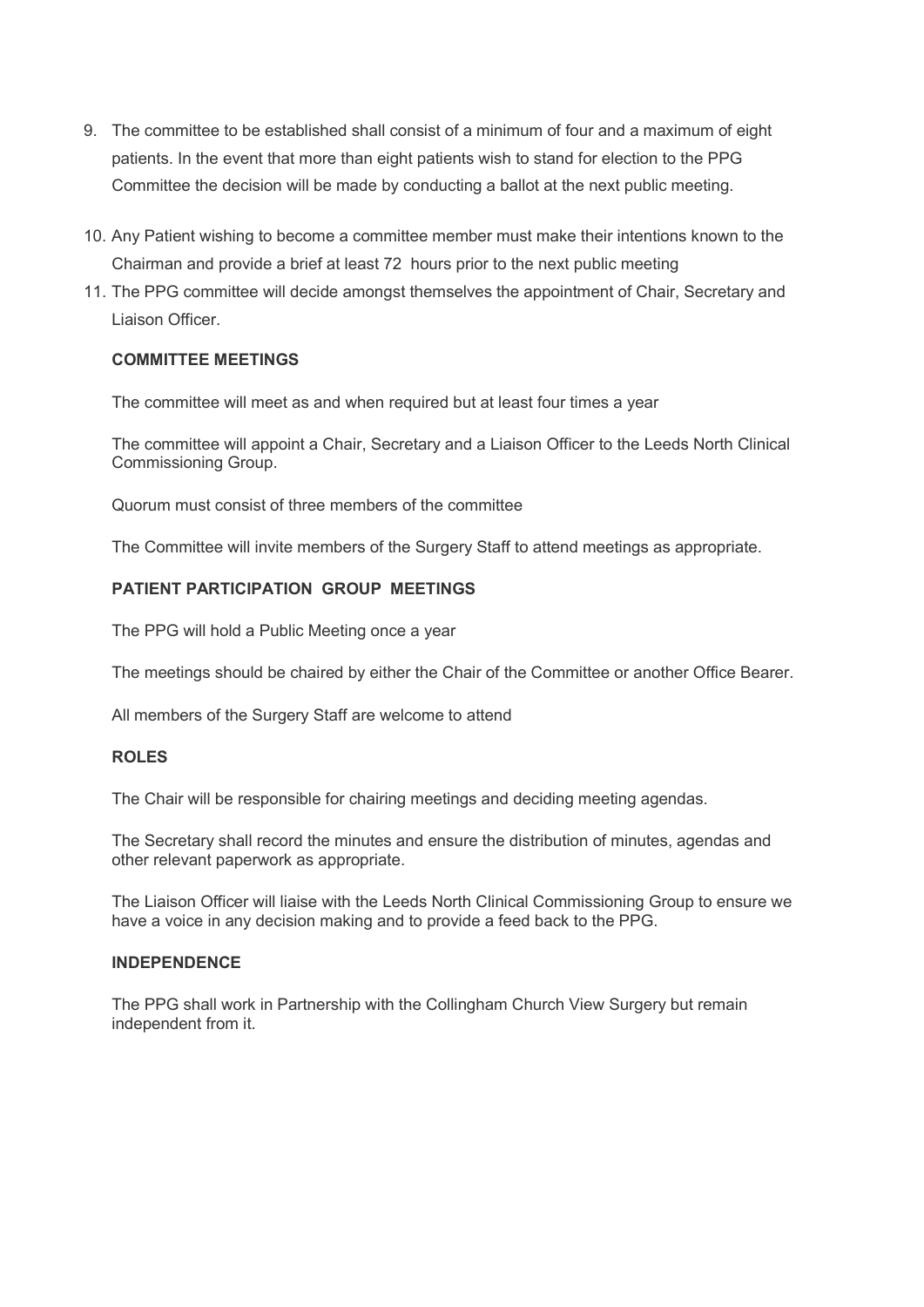9. The committee to be established shall consist of a minimum of four and a maximum of eight patients. In the event that more than eight patients wish to stand for election to the PPG Committee the decision will be made by conducting a ballot at the next public meeting.
10. Any Patient wishing to become a committee member must make their intentions known to the Chairman and provide a brief at least 72 hours prior to the next public meeting
11. The PPG committee will decide amongst themselves the appointment of Chair, Secretary and Liaison Officer.

**COMMITTEE MEETINGS**

The committee will meet as and when required but at least four times a year

The committee will appoint a Chair, Secretary and a Liaison Officer to the Leeds North Clinical Commissioning Group.

Quorum must consist of three members of the committee

The Committee will invite members of the Surgery Staff to attend meetings as appropriate.

**PATIENT PARTICIPATION GROUP MEETINGS**

The PPG will hold a Public Meeting once a year

The meetings should be chaired by either the Chair of the Committee or another Office Bearer.

All members of the Surgery Staff are welcome to attend

**ROLES**

The Chair will be responsible for chairing meetings and deciding meeting agendas.

The Secretary shall record the minutes and ensure the distribution of minutes, agendas and other relevant paperwork as appropriate.

The Liaison Officer will liaise with the Leeds North Clinical Commissioning Group to ensure we have a voice in any decision making and to provide a feed back to the PPG.

**INDEPENDENCE**

The PPG shall work in Partnership with the Collingham Church View Surgery but remain independent from it.